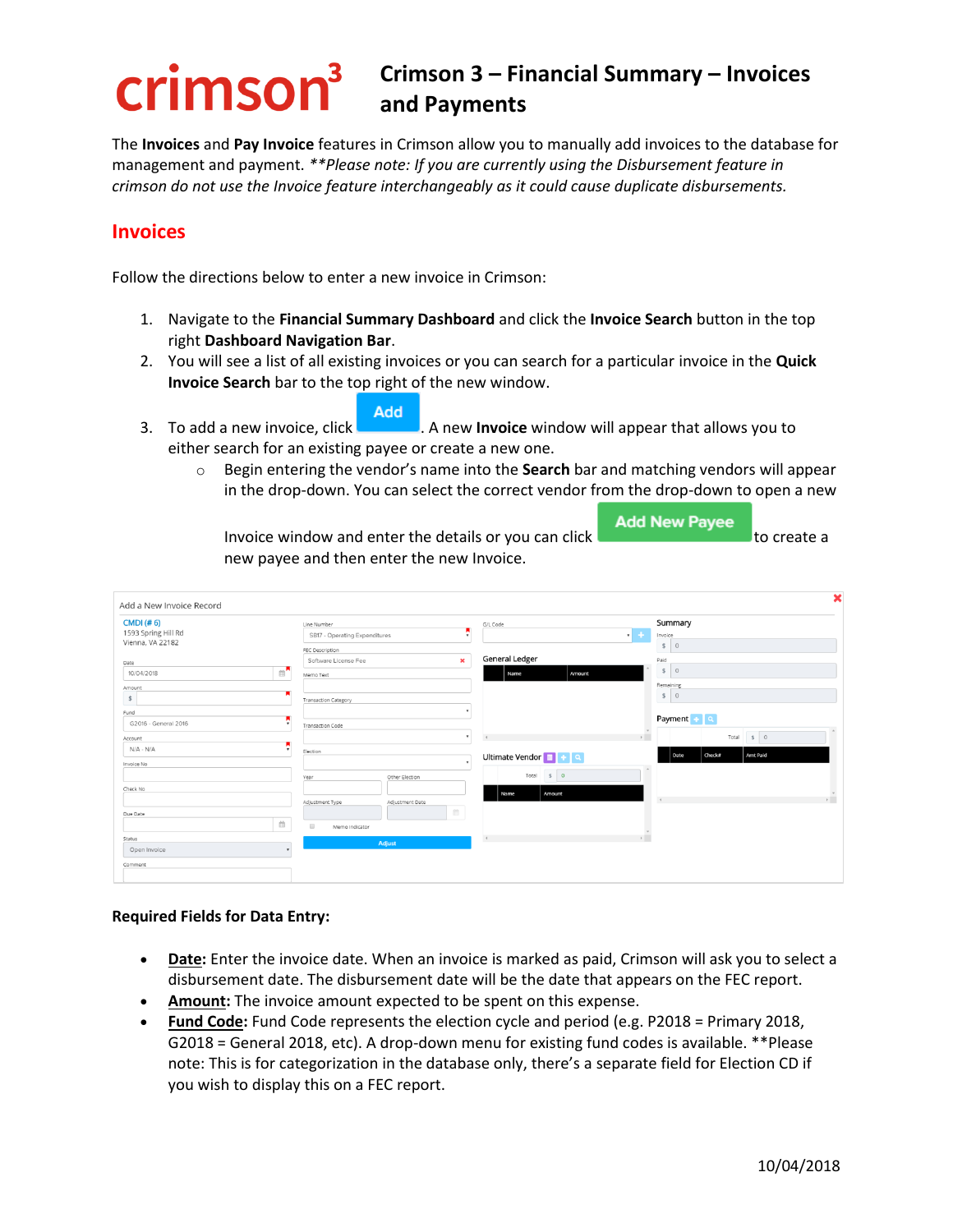# Crimson 3 – Financial Summary – Invoices and Payments

The **Invoices** and **Pay Invoice** features in Crimson allow you to manually add invoices to the database for management and payment. *\*\*Please note: If you are currently using the Disbursement feature in crimson do not use the Invoice feature interchangeably as it could cause duplicate disbursements.*

## Invoices

Follow the directions below to enter a new invoice in Crimson:

1. Navigate to the **Financial Summary Dashboard** and click the **Invoice Search** button in the top right **Dashboard Navigation Bar**.
2. You will see a list of all existing invoices or you can search for a particular invoice in the **Quick Invoice Search** bar to the top right of the new window.
3. To add a new invoice, click Add. A new **Invoice** window will appear that allows you to either search for an existing payee or create a new one.
   - Begin entering the vendor's name into the **Search** bar and matching vendors will appear in the drop-down. You can select the correct vendor from the drop-down to open a new Invoice window and enter the details or you can click Add New Payee to create a new payee and then enter the new Invoice.

**Required Fields for Data Entry:**

- **Date:** Enter the invoice date. When an invoice is marked as paid, Crimson will ask you to select a disbursement date. The disbursement date will be the date that appears on the FEC report.
- **Amount:** The invoice amount expected to be spent on this expense.
- **Fund Code:** Fund Code represents the election cycle and period (e.g. P2018 = Primary 2018, G2018 = General 2018, etc). A drop-down menu for existing fund codes is available. \*\*Please note: This is for categorization in the database only, there's a separate field for Election CD if you wish to display this on a FEC report.

10/04/2018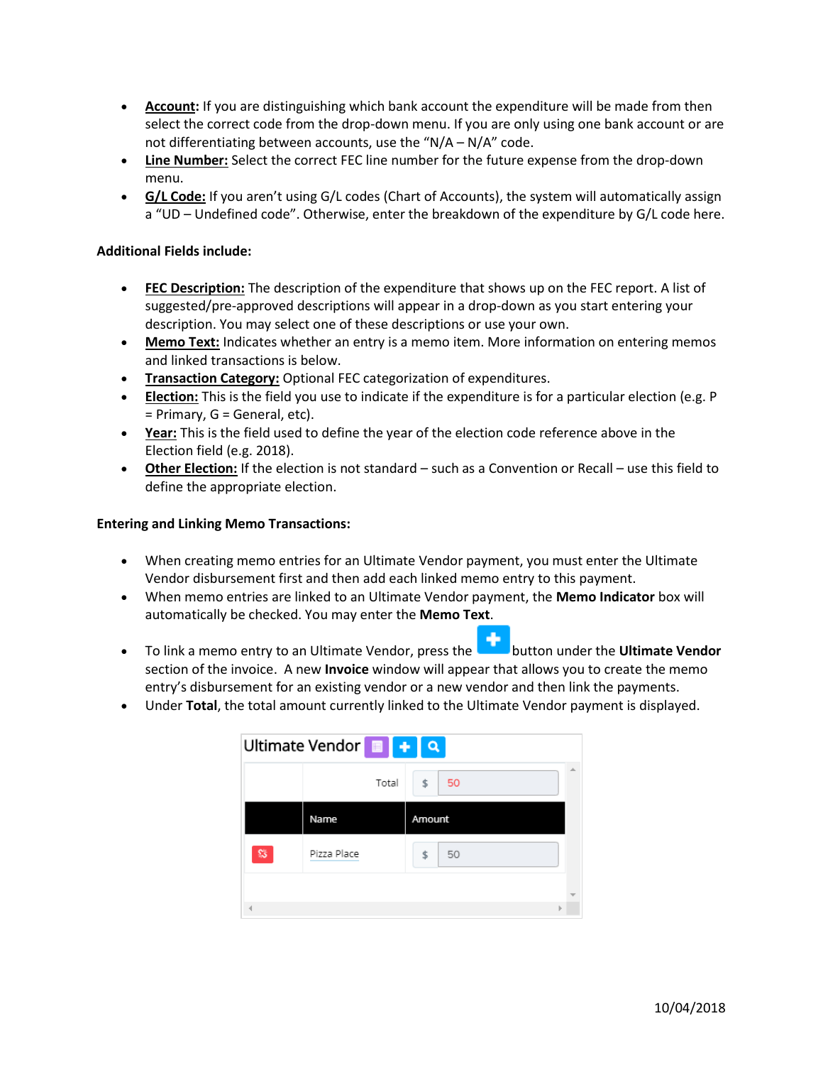- **Account:** If you are distinguishing which bank account the expenditure will be made from then select the correct code from the drop-down menu. If you are only using one bank account or are not differentiating between accounts, use the "N/A – N/A" code.
- **Line Number:** Select the correct FEC line number for the future expense from the drop-down menu.
- **G/L Code:** If you aren't using G/L codes (Chart of Accounts), the system will automatically assign a "UD – Undefined code". Otherwise, enter the breakdown of the expenditure by G/L code here.

**Additional Fields include:**

- **FEC Description:** The description of the expenditure that shows up on the FEC report. A list of suggested/pre-approved descriptions will appear in a drop-down as you start entering your description. You may select one of these descriptions or use your own.
- **Memo Text:** Indicates whether an entry is a memo item. More information on entering memos and linked transactions is below.
- **Transaction Category:** Optional FEC categorization of expenditures.
- **Election:** This is the field you use to indicate if the expenditure is for a particular election (e.g. P = Primary, G = General, etc).
- **Year:** This is the field used to define the year of the election code reference above in the Election field (e.g. 2018).
- **Other Election:** If the election is not standard – such as a Convention or Recall – use this field to define the appropriate election.

**Entering and Linking Memo Transactions:**

- When creating memo entries for an Ultimate Vendor payment, you must enter the Ultimate Vendor disbursement first and then add each linked memo entry to this payment.
- When memo entries are linked to an Ultimate Vendor payment, the **Memo Indicator** box will automatically be checked. You may enter the **Memo Text**.
- To link a memo entry to an Ultimate Vendor, press the [+] button under the **Ultimate Vendor** section of the invoice. A new **Invoice** window will appear that allows you to create the memo entry's disbursement for an existing vendor or a new vendor and then link the payments.
- Under **Total**, the total amount currently linked to the Ultimate Vendor payment is displayed.

**Ultimate Vendor**

| | Total | $ 50 |
|---|---|---|
| | **Name** | **Amount** |
| | Pizza Place | $ 50 |

10/04/2018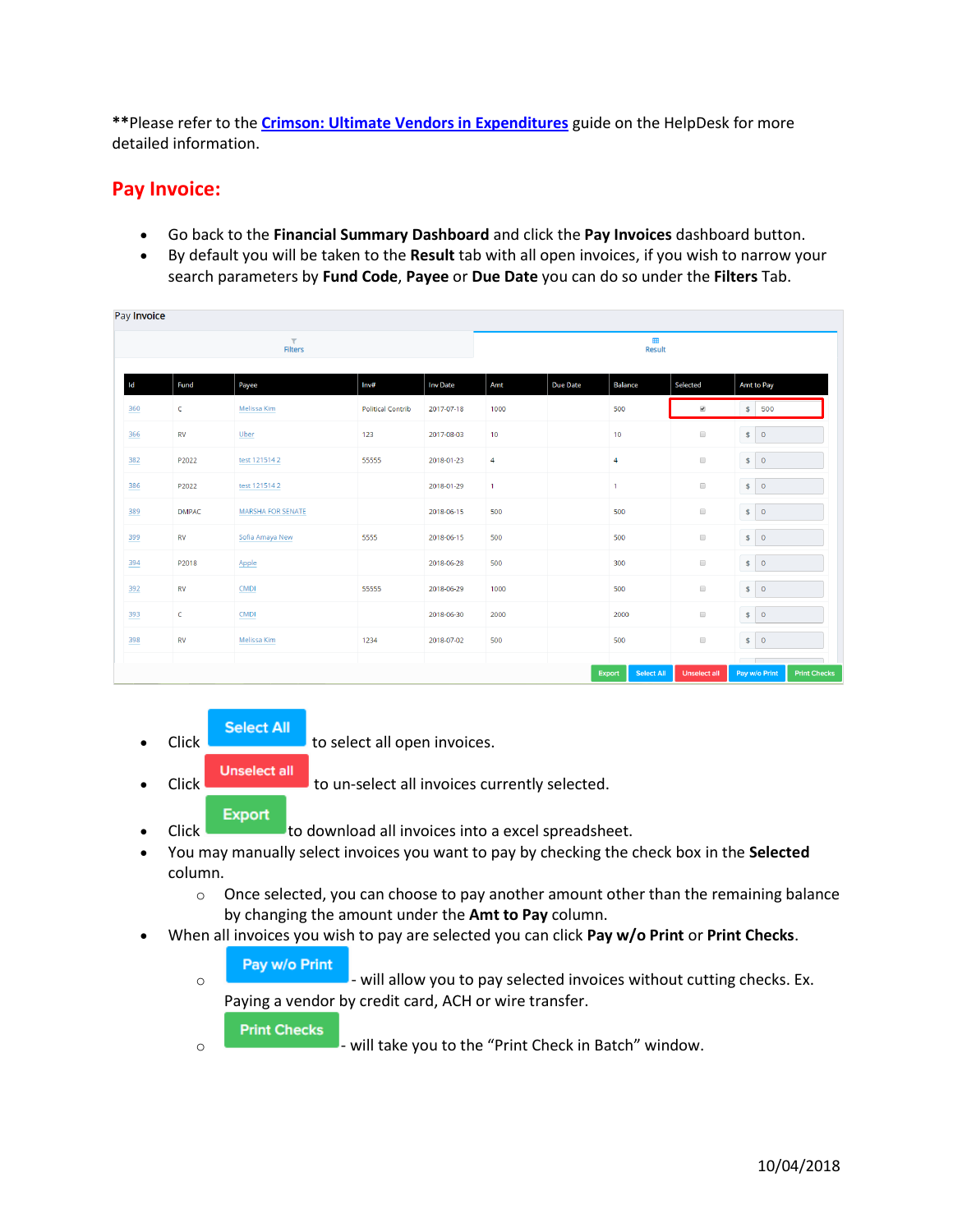**Please refer to the [Crimson: Ultimate Vendors in Expenditures]() guide on the HelpDesk for more detailed information.

## Pay Invoice:

- Go back to the **Financial Summary Dashboard** and click the **Pay Invoices** dashboard button.
- By default you will be taken to the **Result** tab with all open invoices, if you wish to narrow your search parameters by **Fund Code**, **Payee** or **Due Date** you can do so under the **Filters** Tab.

Pay Invoice

Filters | Result

| Id | Fund | Payee | Inv# | Inv Date | Amt | Due Date | Balance | Selected | Amt to Pay |
|---|---|---|---|---|---|---|---|---|---|
| 360 | C | Melissa Kim | Political Contrib | 2017-07-18 | 1000 | | 500 | ☑ | $ 500 |
| 366 | RV | Uber | 123 | 2017-08-03 | 10 | | 10 | ☐ | $ 0 |
| 382 | P2022 | test 121514 2 | 55555 | 2018-01-23 | 4 | | 4 | ☐ | $ 0 |
| 386 | P2022 | test 121514 2 | | 2018-01-29 | 1 | | 1 | ☐ | $ 0 |
| 389 | DMPAC | MARSHA FOR SENATE | | 2018-06-15 | 500 | | 500 | ☐ | $ 0 |
| 399 | RV | Sofia Amaya New | 5555 | 2018-06-15 | 500 | | 500 | ☐ | $ 0 |
| 394 | P2018 | Apple | | 2018-06-28 | 500 | | 300 | ☐ | $ 0 |
| 392 | RV | CMDI | 55555 | 2018-06-29 | 1000 | | 500 | ☐ | $ 0 |
| 393 | C | CMDI | | 2018-06-30 | 2000 | | 2000 | ☐ | $ 0 |
| 398 | RV | Melissa Kim | 1234 | 2018-07-02 | 500 | | 500 | ☐ | $ 0 |

Export | Select All | Unselect all | Pay w/o Print | Print Checks

- Click **Select All** to select all open invoices.
- Click **Unselect all** to un-select all invoices currently selected.
- Click **Export** to download all invoices into a excel spreadsheet.
- You may manually select invoices you want to pay by checking the check box in the **Selected** column.
  - Once selected, you can choose to pay another amount other than the remaining balance by changing the amount under the **Amt to Pay** column.
- When all invoices you wish to pay are selected you can click **Pay w/o Print** or **Print Checks**.
  - **Pay w/o Print** - will allow you to pay selected invoices without cutting checks. Ex. Paying a vendor by credit card, ACH or wire transfer.
  - **Print Checks** - will take you to the "Print Check in Batch" window.

10/04/2018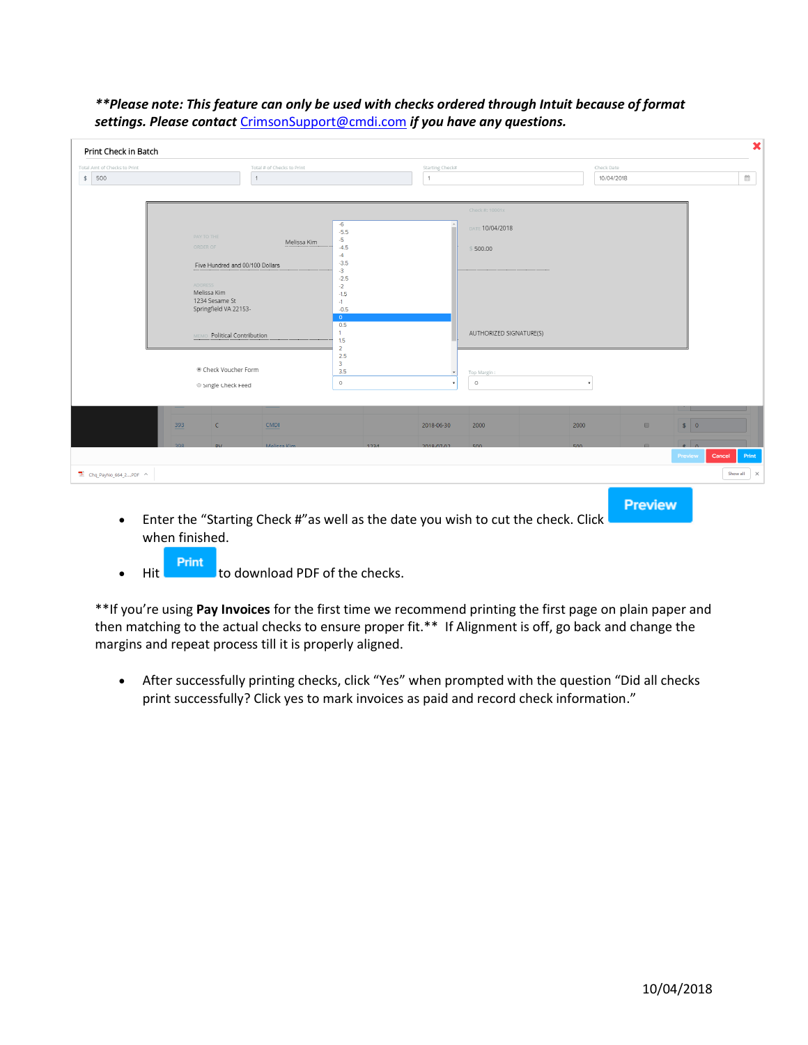***Please note: This feature can only be used with checks ordered through Intuit because of format settings. Please contact CrimsonSupport@cmdi.com if you have any questions.***

- Enter the "Starting Check #"as well as the date you wish to cut the check. Click Preview when finished.
- Hit Print to download PDF of the checks.

**If you're using **Pay Invoices** for the first time we recommend printing the first page on plain paper and then matching to the actual checks to ensure proper fit.** If Alignment is off, go back and change the margins and repeat process till it is properly aligned.

- After successfully printing checks, click "Yes" when prompted with the question "Did all checks print successfully? Click yes to mark invoices as paid and record check information."

10/04/2018